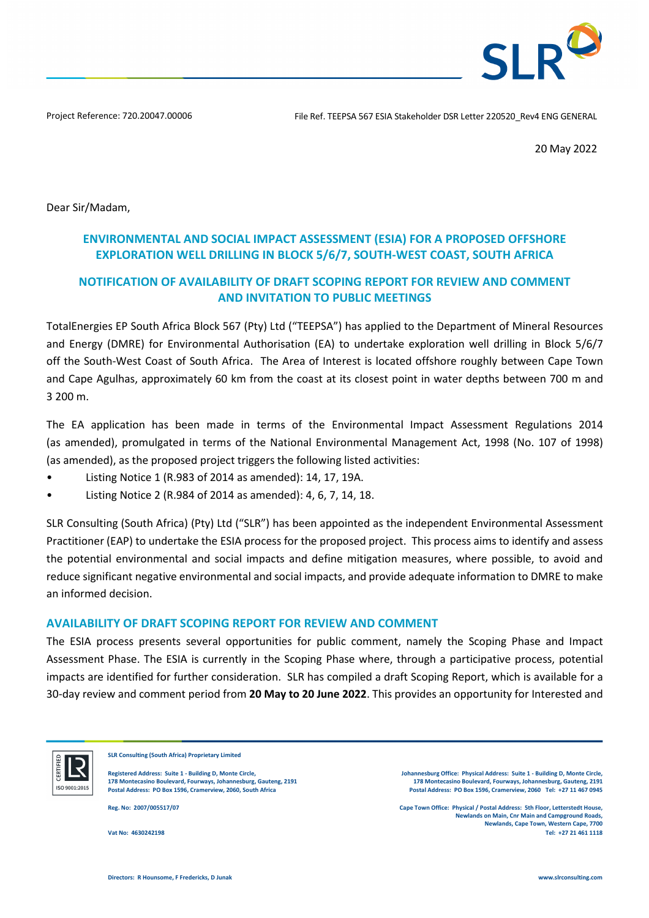Project Reference: 720.20047.00006

File Ref. TEEPSA 567 ESIA Stakeholder DSR Letter 220520_Rev4 ENG GENERAL

20 May 2022

Dear Sir/Madam,

## ENVIRONMENTAL AND SOCIAL IMPACT ASSESSMENT (ESIA) FOR A PROPOSED OFFSHORE EXPLORATION WELL DRILLING IN BLOCK 5/6/7, SOUTH-WEST COAST, SOUTH AFRICA

## NOTIFICATION OF AVAILABILITY OF DRAFT SCOPING REPORT FOR REVIEW AND COMMENT AND INVITATION TO PUBLIC MEETINGS

TotalEnergies EP South Africa Block 567 (Pty) Ltd ("TEEPSA") has applied to the Department of Mineral Resources and Energy (DMRE) for Environmental Authorisation (EA) to undertake exploration well drilling in Block 5/6/7 off the South-West Coast of South Africa. The Area of Interest is located offshore roughly between Cape Town and Cape Agulhas, approximately 60 km from the coast at its closest point in water depths between 700 m and 3 200 m.

The EA application has been made in terms of the Environmental Impact Assessment Regulations 2014 (as amended), promulgated in terms of the National Environmental Management Act, 1998 (No. 107 of 1998) (as amended), as the proposed project triggers the following listed activities:

- Listing Notice 1 (R.983 of 2014 as amended): 14, 17, 19A.
- Listing Notice 2 (R.984 of 2014 as amended): 4, 6, 7, 14, 18.

SLR Consulting (South Africa) (Pty) Ltd ("SLR") has been appointed as the independent Environmental Assessment Practitioner (EAP) to undertake the ESIA process for the proposed project. This process aims to identify and assess the potential environmental and social impacts and define mitigation measures, where possible, to avoid and reduce significant negative environmental and social impacts, and provide adequate information to DMRE to make an informed decision.

### AVAILABILITY OF DRAFT SCOPING REPORT FOR REVIEW AND COMMENT

The ESIA process presents several opportunities for public comment, namely the Scoping Phase and Impact Assessment Phase. The ESIA is currently in the Scoping Phase where, through a participative process, potential impacts are identified for further consideration. SLR has compiled a draft Scoping Report, which is available for a 30-day review and comment period from **20 May to 20 June 2022**. This provides an opportunity for Interested and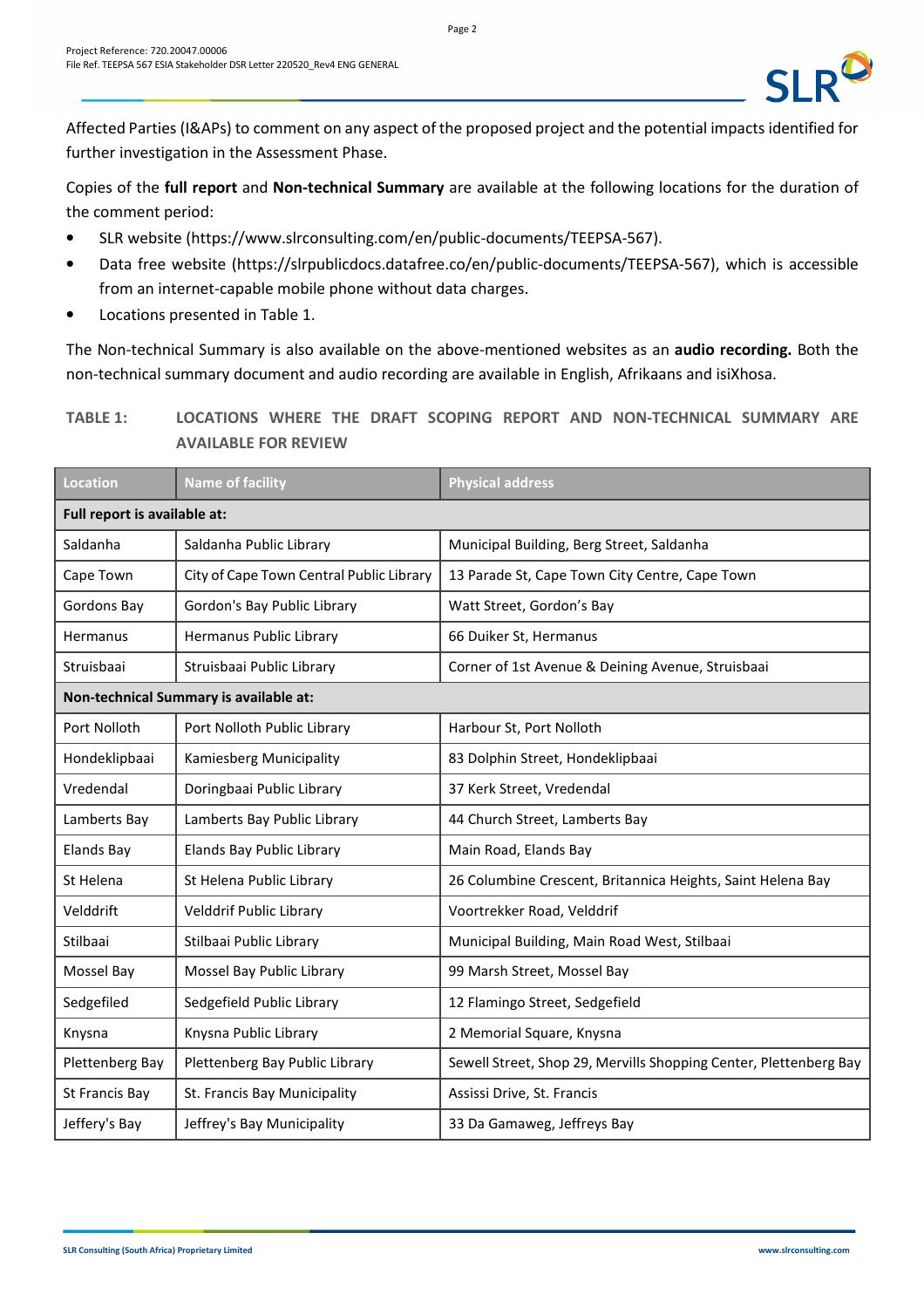Affected Parties (I&APs) to comment on any aspect of the proposed project and the potential impacts identified for further investigation in the Assessment Phase.

Copies of the **full report** and **Non-technical Summary** are available at the following locations for the duration of the comment period:

- SLR website (https://www.slrconsulting.com/en/public-documents/TEEPSA-567).
- Data free website (https://slrpublicdocs.datafree.co/en/public-documents/TEEPSA-567), which is accessible from an internet-capable mobile phone without data charges.
- Locations presented in Table 1.

The Non-technical Summary is also available on the above-mentioned websites as an **audio recording.** Both the non-technical summary document and audio recording are available in English, Afrikaans and isiXhosa.

**TABLE 1: LOCATIONS WHERE THE DRAFT SCOPING REPORT AND NON-TECHNICAL SUMMARY ARE AVAILABLE FOR REVIEW**

| Location | Name of facility | Physical address |
|---|---|---|
| **Full report is available at:** | | |
| Saldanha | Saldanha Public Library | Municipal Building, Berg Street, Saldanha |
| Cape Town | City of Cape Town Central Public Library | 13 Parade St, Cape Town City Centre, Cape Town |
| Gordons Bay | Gordon's Bay Public Library | Watt Street, Gordon's Bay |
| Hermanus | Hermanus Public Library | 66 Duiker St, Hermanus |
| Struisbaai | Struisbaai Public Library | Corner of 1st Avenue & Deining Avenue, Struisbaai |
| **Non-technical Summary is available at:** | | |
| Port Nolloth | Port Nolloth Public Library | Harbour St, Port Nolloth |
| Hondeklipbaai | Kamiesberg Municipality | 83 Dolphin Street, Hondeklipbaai |
| Vredendal | Doringbaai Public Library | 37 Kerk Street, Vredendal |
| Lamberts Bay | Lamberts Bay Public Library | 44 Church Street, Lamberts Bay |
| Elands Bay | Elands Bay Public Library | Main Road, Elands Bay |
| St Helena | St Helena Public Library | 26 Columbine Crescent, Britannica Heights, Saint Helena Bay |
| Velddrift | Velddrif Public Library | Voortrekker Road, Velddrif |
| Stilbaai | Stilbaai Public Library | Municipal Building, Main Road West, Stilbaai |
| Mossel Bay | Mossel Bay Public Library | 99 Marsh Street, Mossel Bay |
| Sedgefiled | Sedgefield Public Library | 12 Flamingo Street, Sedgefield |
| Knysna | Knysna Public Library | 2 Memorial Square, Knysna |
| Plettenberg Bay | Plettenberg Bay Public Library | Sewell Street, Shop 29, Mervills Shopping Center, Plettenberg Bay |
| St Francis Bay | St. Francis Bay Municipality | Assissi Drive, St. Francis |
| Jeffery's Bay | Jeffrey's Bay Municipality | 33 Da Gamaweg, Jeffreys Bay |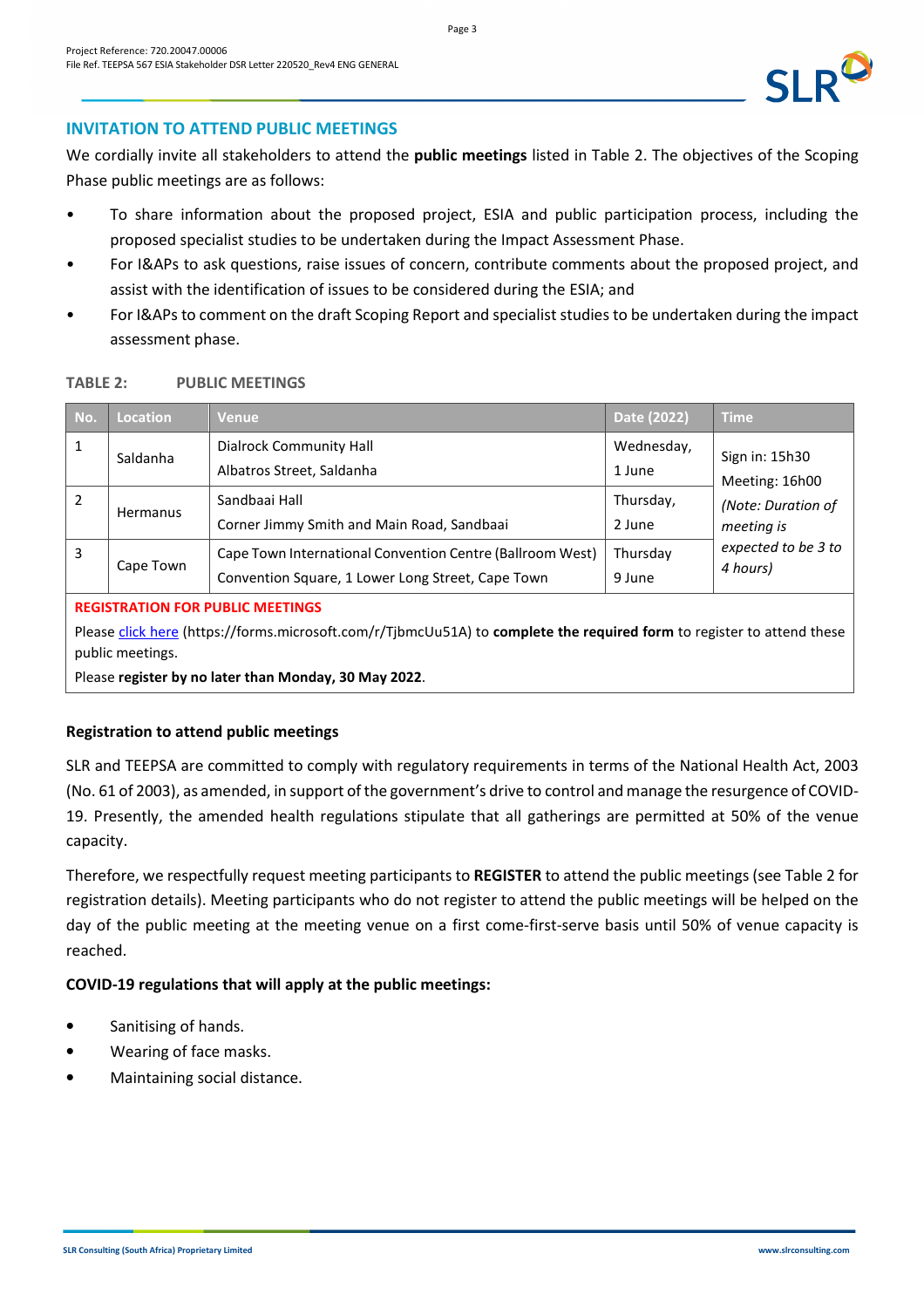## INVITATION TO ATTEND PUBLIC MEETINGS

We cordially invite all stakeholders to attend the **public meetings** listed in Table 2. The objectives of the Scoping Phase public meetings are as follows:

- To share information about the proposed project, ESIA and public participation process, including the proposed specialist studies to be undertaken during the Impact Assessment Phase.
- For I&APs to ask questions, raise issues of concern, contribute comments about the proposed project, and assist with the identification of issues to be considered during the ESIA; and
- For I&APs to comment on the draft Scoping Report and specialist studies to be undertaken during the impact assessment phase.

**TABLE 2: PUBLIC MEETINGS**

| No. | Location | Venue | Date (2022) | Time |
|---|---|---|---|---|
| 1 | Saldanha | Dialrock Community Hall<br>Albatros Street, Saldanha | Wednesday, 1 June | Sign in: 15h30<br>Meeting: 16h00<br>*(Note: Duration of meeting is expected to be 3 to 4 hours)* |
| 2 | Hermanus | Sandbaai Hall<br>Corner Jimmy Smith and Main Road, Sandbaai | Thursday, 2 June | |
| 3 | Cape Town | Cape Town International Convention Centre (Ballroom West)<br>Convention Square, 1 Lower Long Street, Cape Town | Thursday 9 June | |

**REGISTRATION FOR PUBLIC MEETINGS**

Please click here (https://forms.microsoft.com/r/TjbmcUu51A) to **complete the required form** to register to attend these public meetings.

Please **register by no later than Monday, 30 May 2022**.

**Registration to attend public meetings**

SLR and TEEPSA are committed to comply with regulatory requirements in terms of the National Health Act, 2003 (No. 61 of 2003), as amended, in support of the government's drive to control and manage the resurgence of COVID-19. Presently, the amended health regulations stipulate that all gatherings are permitted at 50% of the venue capacity.

Therefore, we respectfully request meeting participants to **REGISTER** to attend the public meetings (see Table 2 for registration details). Meeting participants who do not register to attend the public meetings will be helped on the day of the public meeting at the meeting venue on a first come-first-serve basis until 50% of venue capacity is reached.

**COVID-19 regulations that will apply at the public meetings:**

- Sanitising of hands.
- Wearing of face masks.
- Maintaining social distance.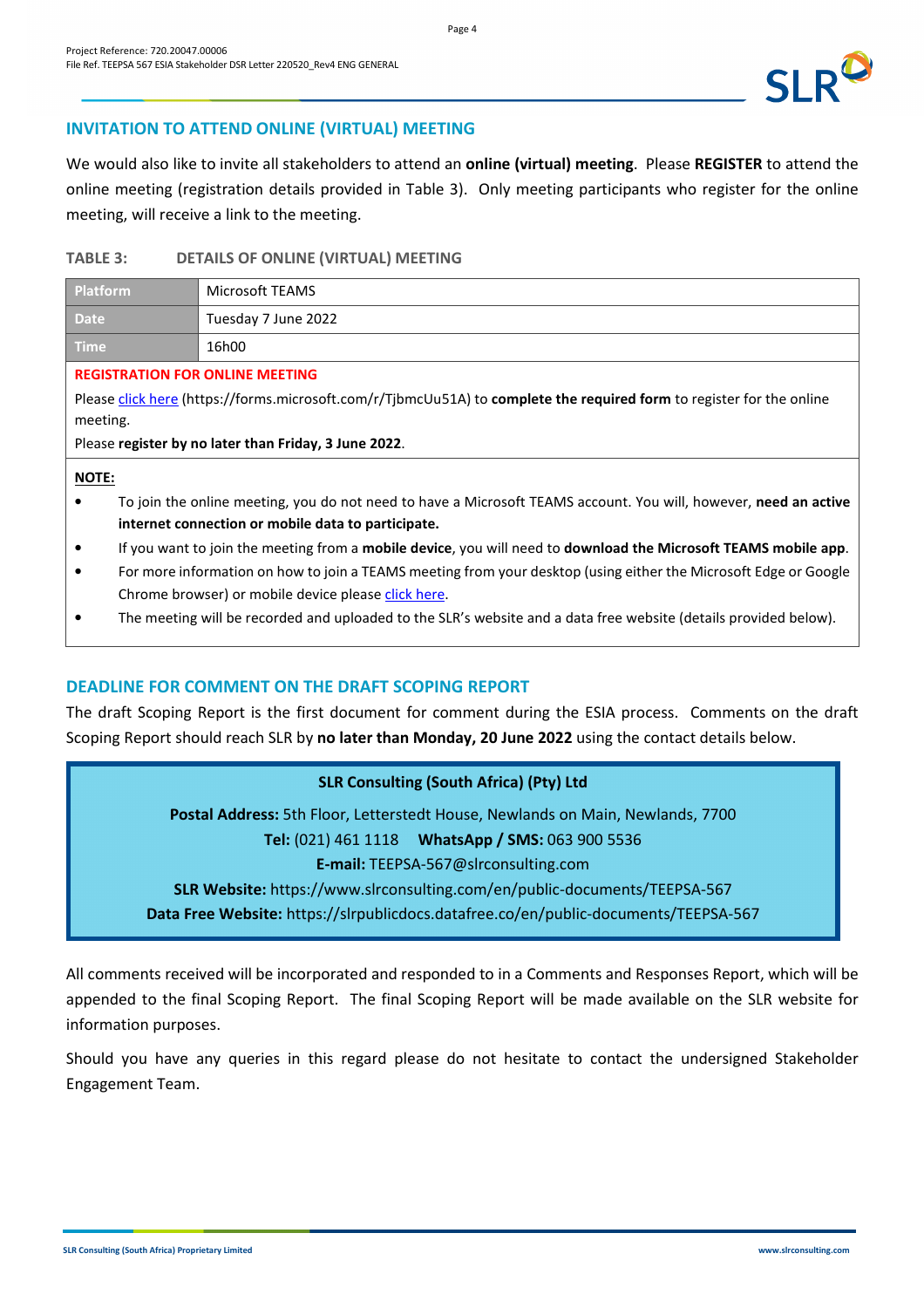## INVITATION TO ATTEND ONLINE (VIRTUAL) MEETING

We would also like to invite all stakeholders to attend an **online (virtual) meeting**. Please **REGISTER** to attend the online meeting (registration details provided in Table 3). Only meeting participants who register for the online meeting, will receive a link to the meeting.

**TABLE 3: DETAILS OF ONLINE (VIRTUAL) MEETING**

| Platform | Microsoft TEAMS |
|---|---|
| Date | Tuesday 7 June 2022 |
| Time | 16h00 |

**REGISTRATION FOR ONLINE MEETING**

Please click here (https://forms.microsoft.com/r/TjbmcUu51A) to **complete the required form** to register for the online meeting.

Please **register by no later than Friday, 3 June 2022**.

**NOTE:**

- To join the online meeting, you do not need to have a Microsoft TEAMS account. You will, however, **need an active internet connection or mobile data to participate.**
- If you want to join the meeting from a **mobile device**, you will need to **download the Microsoft TEAMS mobile app**.
- For more information on how to join a TEAMS meeting from your desktop (using either the Microsoft Edge or Google Chrome browser) or mobile device please click here.
- The meeting will be recorded and uploaded to the SLR's website and a data free website (details provided below).

## DEADLINE FOR COMMENT ON THE DRAFT SCOPING REPORT

The draft Scoping Report is the first document for comment during the ESIA process. Comments on the draft Scoping Report should reach SLR by **no later than Monday, 20 June 2022** using the contact details below.

**SLR Consulting (South Africa) (Pty) Ltd**

**Postal Address:** 5th Floor, Letterstedt House, Newlands on Main, Newlands, 7700
**Tel:** (021) 461 1118 **WhatsApp / SMS:** 063 900 5536
**E-mail:** TEEPSA-567@slrconsulting.com
**SLR Website:** https://www.slrconsulting.com/en/public-documents/TEEPSA-567
**Data Free Website:** https://slrpublicdocs.datafree.co/en/public-documents/TEEPSA-567

All comments received will be incorporated and responded to in a Comments and Responses Report, which will be appended to the final Scoping Report. The final Scoping Report will be made available on the SLR website for information purposes.

Should you have any queries in this regard please do not hesitate to contact the undersigned Stakeholder Engagement Team.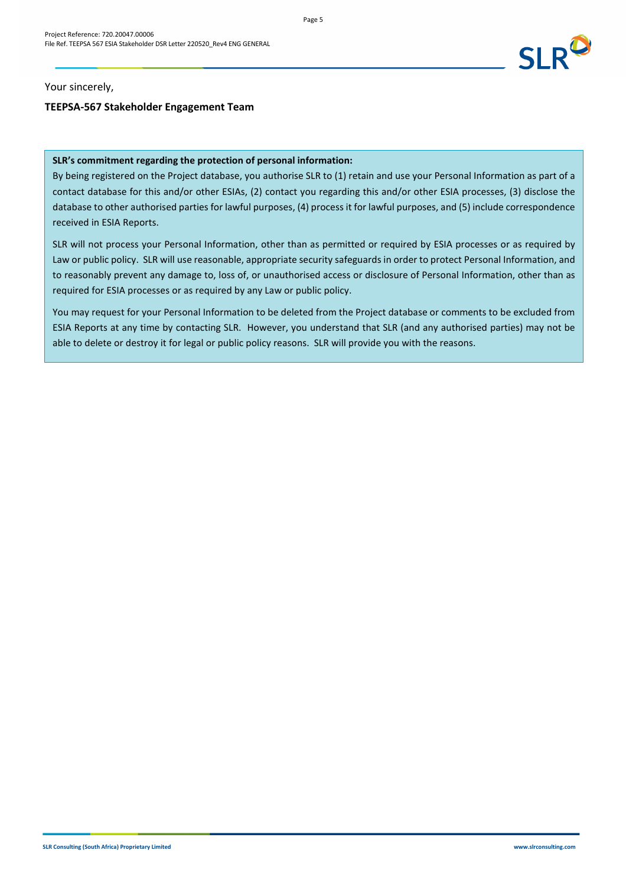Your sincerely,

**TEEPSA-567 Stakeholder Engagement Team**

**SLR's commitment regarding the protection of personal information:**

By being registered on the Project database, you authorise SLR to (1) retain and use your Personal Information as part of a contact database for this and/or other ESIAs, (2) contact you regarding this and/or other ESIA processes, (3) disclose the database to other authorised parties for lawful purposes, (4) process it for lawful purposes, and (5) include correspondence received in ESIA Reports.

SLR will not process your Personal Information, other than as permitted or required by ESIA processes or as required by Law or public policy. SLR will use reasonable, appropriate security safeguards in order to protect Personal Information, and to reasonably prevent any damage to, loss of, or unauthorised access or disclosure of Personal Information, other than as required for ESIA processes or as required by any Law or public policy.

You may request for your Personal Information to be deleted from the Project database or comments to be excluded from ESIA Reports at any time by contacting SLR. However, you understand that SLR (and any authorised parties) may not be able to delete or destroy it for legal or public policy reasons. SLR will provide you with the reasons.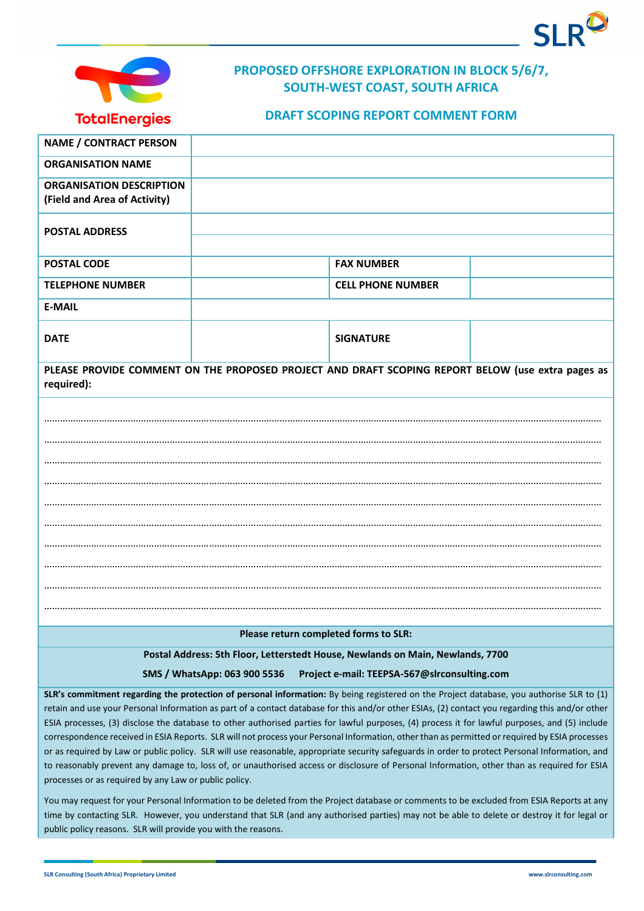# PROPOSED OFFSHORE EXPLORATION IN BLOCK 5/6/7, SOUTH-WEST COAST, SOUTH AFRICA

## DRAFT SCOPING REPORT COMMENT FORM

| | | | |
|---|---|---|---|
| **NAME / CONTRACT PERSON** | | | |
| **ORGANISATION NAME** | | | |
| **ORGANISATION DESCRIPTION (Field and Area of Activity)** | | | |
| **POSTAL ADDRESS** | | | |
| **POSTAL CODE** | | **FAX NUMBER** | |
| **TELEPHONE NUMBER** | | **CELL PHONE NUMBER** | |
| **E-MAIL** | | | |
| **DATE** | | **SIGNATURE** | |

**PLEASE PROVIDE COMMENT ON THE PROPOSED PROJECT AND DRAFT SCOPING REPORT BELOW (use extra pages as required):**

………………………………………………………………………………………………………………………………

………………………………………………………………………………………………………………………………

………………………………………………………………………………………………………………………………

………………………………………………………………………………………………………………………………

………………………………………………………………………………………………………………………………

………………………………………………………………………………………………………………………………

………………………………………………………………………………………………………………………………

………………………………………………………………………………………………………………………………

………………………………………………………………………………………………………………………………

………………………………………………………………………………………………………………………………

**Please return completed forms to SLR:**

**Postal Address: 5th Floor, Letterstedt House, Newlands on Main, Newlands, 7700**

**SMS / WhatsApp: 063 900 5536 Project e-mail: TEEPSA-567@slrconsulting.com**

**SLR's commitment regarding the protection of personal information:** By being registered on the Project database, you authorise SLR to (1) retain and use your Personal Information as part of a contact database for this and/or other ESIAs, (2) contact you regarding this and/or other ESIA processes, (3) disclose the database to other authorised parties for lawful purposes, (4) process it for lawful purposes, and (5) include correspondence received in ESIA Reports. SLR will not process your Personal Information, other than as permitted or required by ESIA processes or as required by Law or public policy. SLR will use reasonable, appropriate security safeguards in order to protect Personal Information, and to reasonably prevent any damage to, loss of, or unauthorised access or disclosure of Personal Information, other than as required for ESIA processes or as required by any Law or public policy.

You may request for your Personal Information to be deleted from the Project database or comments to be excluded from ESIA Reports at any time by contacting SLR. However, you understand that SLR (and any authorised parties) may not be able to delete or destroy it for legal or public policy reasons. SLR will provide you with the reasons.